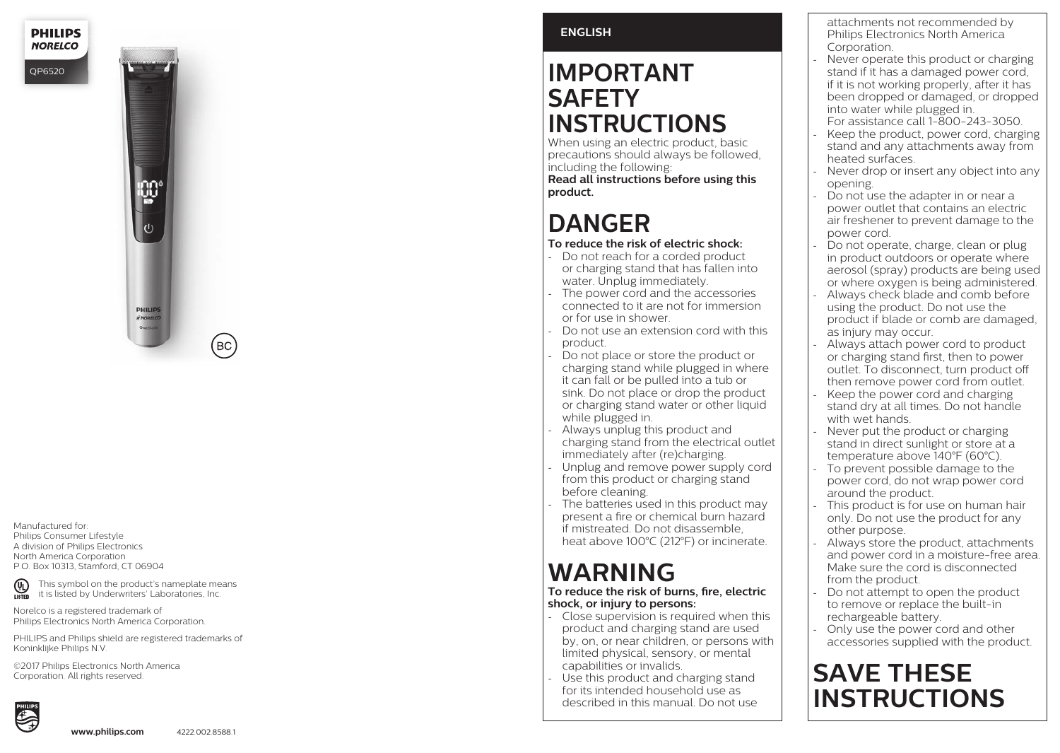PHILIPS
NORELCO

QP6520

Manufactured for:
Philips Consumer Lifestyle
A division of Philips Electronics
North America Corporation
P.O. Box 10313, Stamford, CT 06904

This symbol on the product's nameplate means it is listed by Underwriters' Laboratories, Inc.

Norelco is a registered trademark of Philips Electronics North America Corporation.

PHILIPS and Philips shield are registered trademarks of Koninklijke Philips N.V.

©2017 Philips Electronics North America Corporation. All rights reserved.

www.philips.com 4222 002 8588 1

**ENGLISH**

# IMPORTANT SAFETY INSTRUCTIONS

When using an electric product, basic precautions should always be followed, including the following:
**Read all instructions before using this product.**

# DANGER

**To reduce the risk of electric shock:**

- Do not reach for a corded product or charging stand that has fallen into water. Unplug immediately.
- The power cord and the accessories connected to it are not for immersion or for use in shower.
- Do not use an extension cord with this product.
- Do not place or store the product or charging stand while plugged in where it can fall or be pulled into a tub or sink. Do not place or drop the product or charging stand water or other liquid while plugged in.
- Always unplug this product and charging stand from the electrical outlet immediately after (re)charging.
- Unplug and remove power supply cord from this product or charging stand before cleaning.
- The batteries used in this product may present a fire or chemical burn hazard if mistreated. Do not disassemble, heat above 100°C (212°F) or incinerate.

# WARNING

**To reduce the risk of burns, fire, electric shock, or injury to persons:**

- Close supervision is required when this product and charging stand are used by, on, or near children, or persons with limited physical, sensory, or mental capabilities or invalids.
- Use this product and charging stand for its intended household use as described in this manual. Do not use attachments not recommended by Philips Electronics North America Corporation.
- Never operate this product or charging stand if it has a damaged power cord, if it is not working properly, after it has been dropped or damaged, or dropped into water while plugged in. For assistance call 1-800-243-3050.
- Keep the product, power cord, charging stand and any attachments away from heated surfaces.
- Never drop or insert any object into any opening.
- Do not use the adapter in or near a power outlet that contains an electric air freshener to prevent damage to the power cord.
- Do not operate, charge, clean or plug in product outdoors or operate where aerosol (spray) products are being used or where oxygen is being administered.
- Always check blade and comb before using the product. Do not use the product if blade or comb are damaged, as injury may occur.
- Always attach power cord to product or charging stand first, then to power outlet. To disconnect, turn product off then remove power cord from outlet.
- Keep the power cord and charging stand dry at all times. Do not handle with wet hands.
- Never put the product or charging stand in direct sunlight or store at a temperature above 140°F (60°C).
- To prevent possible damage to the power cord, do not wrap power cord around the product.
- This product is for use on human hair only. Do not use the product for any other purpose.
- Always store the product, attachments and power cord in a moisture-free area. Make sure the cord is disconnected from the product.
- Do not attempt to open the product to remove or replace the built-in rechargeable battery.
- Only use the power cord and other accessories supplied with the product.

# SAVE THESE INSTRUCTIONS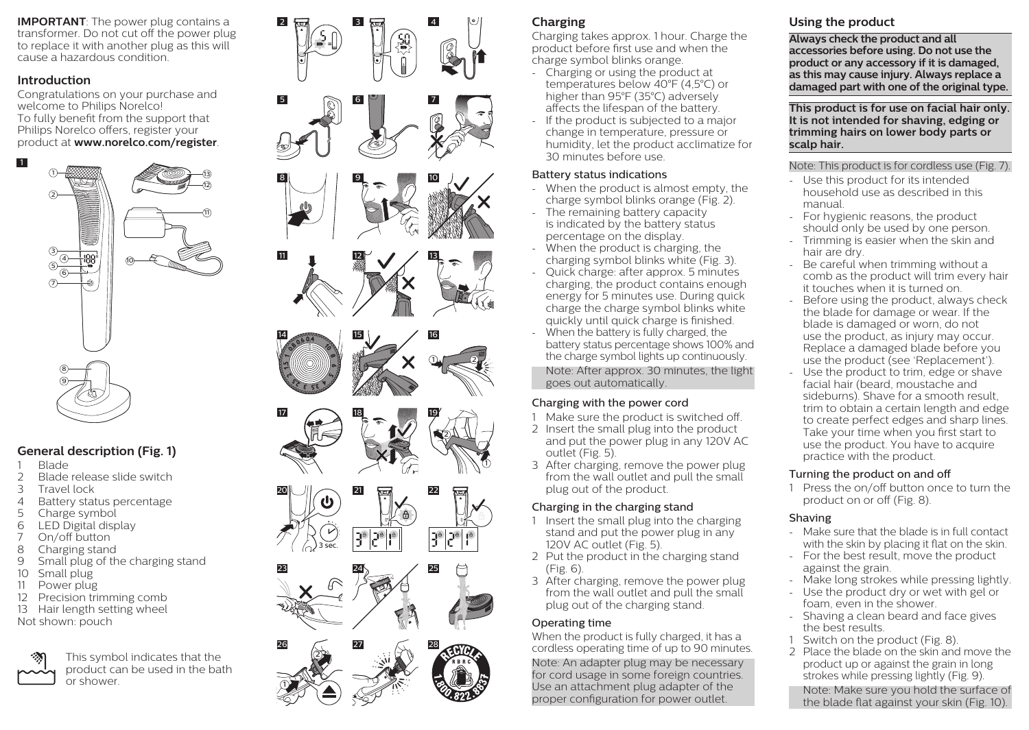**IMPORTANT**: The power plug contains a transformer. Do not cut off the power plug to replace it with another plug as this will cause a hazardous condition.

## Introduction

Congratulations on your purchase and welcome to Philips Norelco! To fully benefit from the support that Philips Norelco offers, register your product at **www.norelco.com/register**.

## General description (Fig. 1)

1. Blade
2. Blade release slide switch
3. Travel lock
4. Battery status percentage
5. Charge symbol
6. LED Digital display
7. On/off button
8. Charging stand
9. Small plug of the charging stand
10. Small plug
11. Power plug
12. Precision trimming comb
13. Hair length setting wheel

Not shown: pouch

This symbol indicates that the product can be used in the bath or shower.

## Charging

Charging takes approx. 1 hour. Charge the product before first use and when the charge symbol blinks orange.

- Charging or using the product at temperatures below 40°F (4,5°C) or higher than 95°F (35°C) adversely affects the lifespan of the battery.
- If the product is subjected to a major change in temperature, pressure or humidity, let the product acclimatize for 30 minutes before use.

### Battery status indications

- When the product is almost empty, the charge symbol blinks orange (Fig. 2).
- The remaining battery capacity is indicated by the battery status percentage on the display.
- When the product is charging, the charging symbol blinks white (Fig. 3).
- Quick charge: after approx. 5 minutes charging, the product contains enough energy for 5 minutes use. During quick charge the charge symbol blinks white quickly until quick charge is finished.
- When the battery is fully charged, the battery status percentage shows 100% and the charge symbol lights up continuously.

Note: After approx. 30 minutes, the light goes out automatically.

### Charging with the power cord

1. Make sure the product is switched off.
2. Insert the small plug into the product and put the power plug in any 120V AC outlet (Fig. 5).
3. After charging, remove the power plug from the wall outlet and pull the small plug out of the product.

### Charging in the charging stand

1. Insert the small plug into the charging stand and put the power plug in any 120V AC outlet (Fig. 5).
2. Put the product in the charging stand (Fig. 6).
3. After charging, remove the power plug from the wall outlet and pull the small plug out of the charging stand.

### Operating time

When the product is fully charged, it has a cordless operating time of up to 90 minutes.

Note: An adapter plug may be necessary for cord usage in some foreign countries. Use an attachment plug adapter of the proper configuration for power outlet.

## Using the product

**Always check the product and all accessories before using. Do not use the product or any accessory if it is damaged, as this may cause injury. Always replace a damaged part with one of the original type.**

**This product is for use on facial hair only. It is not intended for shaving, edging or trimming hairs on lower body parts or scalp hair.**

Note: This product is for cordless use (Fig. 7).

- Use this product for its intended household use as described in this manual.
- For hygienic reasons, the product should only be used by one person.
- Trimming is easier when the skin and hair are dry.
- Be careful when trimming without a comb as the product will trim every hair it touches when it is turned on.
- Before using the product, always check the blade for damage or wear. If the blade is damaged or worn, do not use the product, as injury may occur. Replace a damaged blade before you use the product (see 'Replacement').
- Use the product to trim, edge or shave facial hair (beard, moustache and sideburns). Shave for a smooth result, trim to obtain a certain length and edge to create perfect edges and sharp lines. Take your time when you first start to use the product. You have to acquire practice with the product.

### Turning the product on and off

1. Press the on/off button once to turn the product on or off (Fig. 8).

### Shaving

- Make sure that the blade is in full contact with the skin by placing it flat on the skin.
- For the best result, move the product against the grain.
- Make long strokes while pressing lightly.
- Use the product dry or wet with gel or foam, even in the shower.
- Shaving a clean beard and face gives the best results.

1. Switch on the product (Fig. 8).
2. Place the blade on the skin and move the product up or against the grain in long strokes while pressing lightly (Fig. 9).

Note: Make sure you hold the surface of the blade flat against your skin (Fig. 10).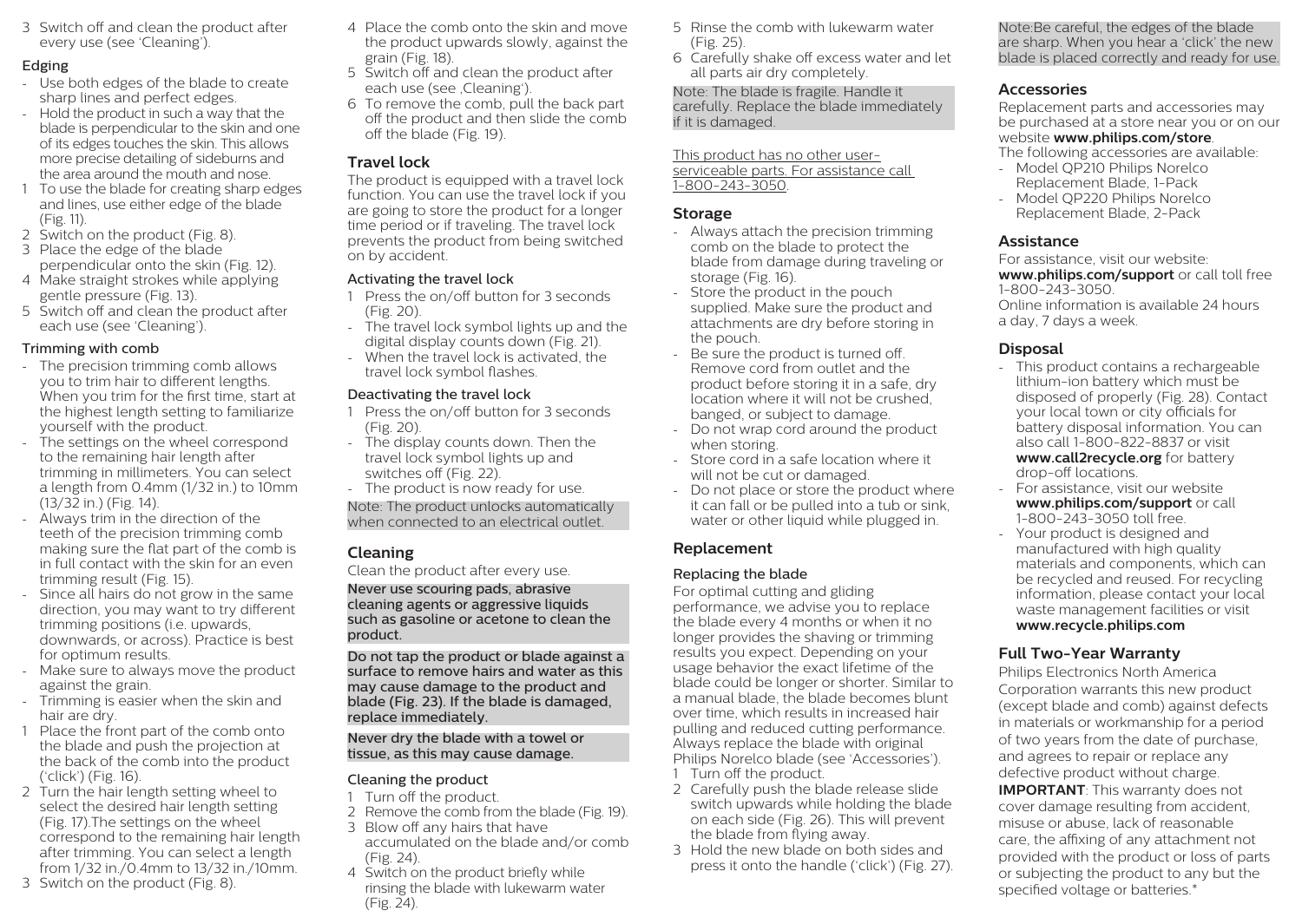3 Switch off and clean the product after every use (see 'Cleaning').

### Edging

- Use both edges of the blade to create sharp lines and perfect edges.
- Hold the product in such a way that the blade is perpendicular to the skin and one of its edges touches the skin. This allows more precise detailing of sideburns and the area around the mouth and nose.

1 To use the blade for creating sharp edges and lines, use either edge of the blade (Fig. 11).
2 Switch on the product (Fig. 8).
3 Place the edge of the blade perpendicular onto the skin (Fig. 12).
4 Make straight strokes while applying gentle pressure (Fig. 13).
5 Switch off and clean the product after each use (see 'Cleaning').

### Trimming with comb

- The precision trimming comb allows you to trim hair to different lengths. When you trim for the first time, start at the highest length setting to familiarize yourself with the product.
- The settings on the wheel correspond to the remaining hair length after trimming in millimeters. You can select a length from 0.4mm (1/32 in.) to 10mm (13/32 in.) (Fig. 14).
- Always trim in the direction of the teeth of the precision trimming comb making sure the flat part of the comb is in full contact with the skin for an even trimming result (Fig. 15).
- Since all hairs do not grow in the same direction, you may want to try different trimming positions (i.e. upwards, downwards, or across). Practice is best for optimum results.
- Make sure to always move the product against the grain.
- Trimming is easier when the skin and hair are dry.

1 Place the front part of the comb onto the blade and push the projection at the back of the comb into the product ('click') (Fig. 16).
2 Turn the hair length setting wheel to select the desired hair length setting (Fig. 17).The settings on the wheel correspond to the remaining hair length after trimming. You can select a length from 1/32 in./0.4mm to 13/32 in./10mm.
3 Switch on the product (Fig. 8).
4 Place the comb onto the skin and move the product upwards slowly, against the grain (Fig. 18).
5 Switch off and clean the product after each use (see ,Cleaning').
6 To remove the comb, pull the back part off the product and then slide the comb off the blade (Fig. 19).

## Travel lock

The product is equipped with a travel lock function. You can use the travel lock if you are going to store the product for a longer time period or if traveling. The travel lock prevents the product from being switched on by accident.

### Activating the travel lock

1 Press the on/off button for 3 seconds (Fig. 20).

- The travel lock symbol lights up and the digital display counts down (Fig. 21).
- When the travel lock is activated, the travel lock symbol flashes.

### Deactivating the travel lock

1 Press the on/off button for 3 seconds (Fig. 20).

- The display counts down. Then the travel lock symbol lights up and switches off (Fig. 22).
- The product is now ready for use.

Note: The product unlocks automatically when connected to an electrical outlet.

## Cleaning

Clean the product after every use.

**Never use scouring pads, abrasive cleaning agents or aggressive liquids such as gasoline or acetone to clean the product.**

**Do not tap the product or blade against a surface to remove hairs and water as this may cause damage to the product and blade (Fig. 23). If the blade is damaged, replace immediately.**

**Never dry the blade with a towel or tissue, as this may cause damage.**

### Cleaning the product

1 Turn off the product.
2 Remove the comb from the blade (Fig. 19).
3 Blow off any hairs that have accumulated on the blade and/or comb (Fig. 24).
4 Switch on the product briefly while rinsing the blade with lukewarm water (Fig. 24).
5 Rinse the comb with lukewarm water (Fig. 25).
6 Carefully shake off excess water and let all parts air dry completely.

Note: The blade is fragile. Handle it carefully. Replace the blade immediately if it is damaged.

This product has no other user-serviceable parts. For assistance call 1-800-243-3050.

## Storage

- Always attach the precision trimming comb on the blade to protect the blade from damage during traveling or storage (Fig. 16).
- Store the product in the pouch supplied. Make sure the product and attachments are dry before storing in the pouch.
- Be sure the product is turned off. Remove cord from outlet and the product before storing it in a safe, dry location where it will not be crushed, banged, or subject to damage.
- Do not wrap cord around the product when storing.
- Store cord in a safe location where it will not be cut or damaged.
- Do not place or store the product where it can fall or be pulled into a tub or sink, water or other liquid while plugged in.

## Replacement

### Replacing the blade

For optimal cutting and gliding performance, we advise you to replace the blade every 4 months or when it no longer provides the shaving or trimming results you expect. Depending on your usage behavior the exact lifetime of the blade could be longer or shorter. Similar to a manual blade, the blade becomes blunt over time, which results in increased hair pulling and reduced cutting performance. Always replace the blade with original Philips Norelco blade (see 'Accessories').

1 Turn off the product.
2 Carefully push the blade release slide switch upwards while holding the blade on each side (Fig. 26). This will prevent the blade from flying away.
3 Hold the new blade on both sides and press it onto the handle ('click') (Fig. 27).

Note:Be careful, the edges of the blade are sharp. When you hear a 'click' the new blade is placed correctly and ready for use.

## Accessories

Replacement parts and accessories may be purchased at a store near you or on our website **www.philips.com/store**.
The following accessories are available:

- Model QP210 Philips Norelco Replacement Blade, 1-Pack
- Model QP220 Philips Norelco Replacement Blade, 2-Pack

## Assistance

For assistance, visit our website: **www.philips.com/support** or call toll free 1-800-243-3050.
Online information is available 24 hours a day, 7 days a week.

## Disposal

- This product contains a rechargeable lithium-ion battery which must be disposed of properly (Fig. 28). Contact your local town or city officials for battery disposal information. You can also call 1-800-822-8837 or visit **www.call2recycle.org** for battery drop-off locations.
- For assistance, visit our website **www.philips.com/support** or call 1-800-243-3050 toll free.
- Your product is designed and manufactured with high quality materials and components, which can be recycled and reused. For recycling information, please contact your local waste management facilities or visit **www.recycle.philips.com**

## Full Two-Year Warranty

Philips Electronics North America Corporation warrants this new product (except blade and comb) against defects in materials or workmanship for a period of two years from the date of purchase, and agrees to repair or replace any defective product without charge.

**IMPORTANT**: This warranty does not cover damage resulting from accident, misuse or abuse, lack of reasonable care, the affixing of any attachment not provided with the product or loss of parts or subjecting the product to any but the specified voltage or batteries.*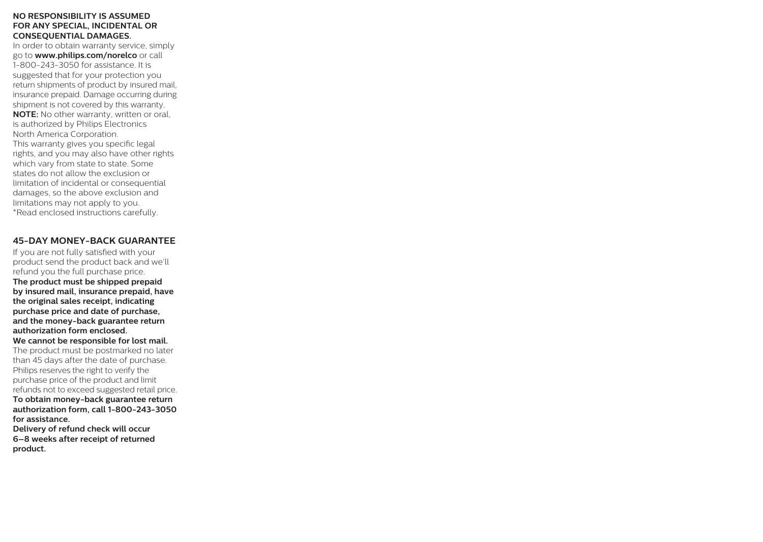**NO RESPONSIBILITY IS ASSUMED FOR ANY SPECIAL, INCIDENTAL OR CONSEQUENTIAL DAMAGES.**

In order to obtain warranty service, simply go to **www.philips.com/norelco** or call 1-800-243-3050 for assistance. It is suggested that for your protection you return shipments of product by insured mail, insurance prepaid. Damage occurring during shipment is not covered by this warranty.

**NOTE:** No other warranty, written or oral, is authorized by Philips Electronics North America Corporation.

This warranty gives you specific legal rights, and you may also have other rights which vary from state to state. Some states do not allow the exclusion or limitation of incidental or consequential damages, so the above exclusion and limitations may not apply to you.

*Read enclosed instructions carefully.

## 45-DAY MONEY-BACK GUARANTEE

If you are not fully satisfied with your product send the product back and we'll refund you the full purchase price.

**The product must be shipped prepaid by insured mail, insurance prepaid, have the original sales receipt, indicating purchase price and date of purchase, and the money-back guarantee return authorization form enclosed.**

**We cannot be responsible for lost mail.**

The product must be postmarked no later than 45 days after the date of purchase. Philips reserves the right to verify the purchase price of the product and limit refunds not to exceed suggested retail price.

**To obtain money-back guarantee return authorization form, call 1-800-243-3050 for assistance.**

**Delivery of refund check will occur 6–8 weeks after receipt of returned product.**